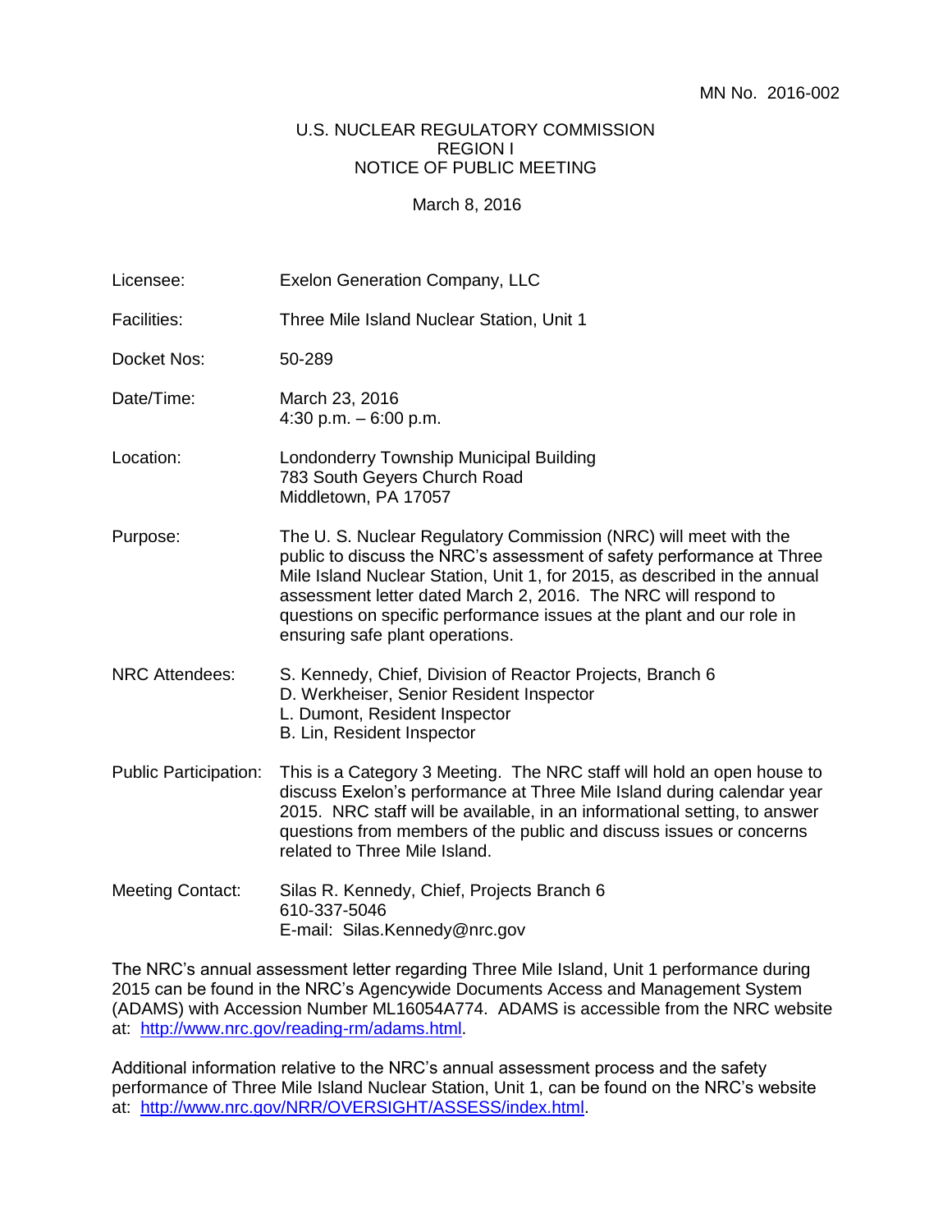MN No. 2016-002

U.S. NUCLEAR REGULATORY COMMISSION
REGION I
NOTICE OF PUBLIC MEETING

March 8, 2016

| | |
|---|---|
| Licensee: | Exelon Generation Company, LLC |
| Facilities: | Three Mile Island Nuclear Station, Unit 1 |
| Docket Nos: | 50-289 |
| Date/Time: | March 23, 2016<br>4:30 p.m. – 6:00 p.m. |
| Location: | Londonderry Township Municipal Building<br>783 South Geyers Church Road<br>Middletown, PA 17057 |
| Purpose: | The U. S. Nuclear Regulatory Commission (NRC) will meet with the public to discuss the NRC's assessment of safety performance at Three Mile Island Nuclear Station, Unit 1, for 2015, as described in the annual assessment letter dated March 2, 2016. The NRC will respond to questions on specific performance issues at the plant and our role in ensuring safe plant operations. |
| NRC Attendees: | S. Kennedy, Chief, Division of Reactor Projects, Branch 6<br>D. Werkheiser, Senior Resident Inspector<br>L. Dumont, Resident Inspector<br>B. Lin, Resident Inspector |
| Public Participation: | This is a Category 3 Meeting. The NRC staff will hold an open house to discuss Exelon's performance at Three Mile Island during calendar year 2015. NRC staff will be available, in an informational setting, to answer questions from members of the public and discuss issues or concerns related to Three Mile Island. |
| Meeting Contact: | Silas R. Kennedy, Chief, Projects Branch 6<br>610-337-5046<br>E-mail: Silas.Kennedy@nrc.gov |

The NRC's annual assessment letter regarding Three Mile Island, Unit 1 performance during 2015 can be found in the NRC's Agencywide Documents Access and Management System (ADAMS) with Accession Number ML16054A774. ADAMS is accessible from the NRC website at: http://www.nrc.gov/reading-rm/adams.html.

Additional information relative to the NRC's annual assessment process and the safety performance of Three Mile Island Nuclear Station, Unit 1, can be found on the NRC's website at: http://www.nrc.gov/NRR/OVERSIGHT/ASSESS/index.html.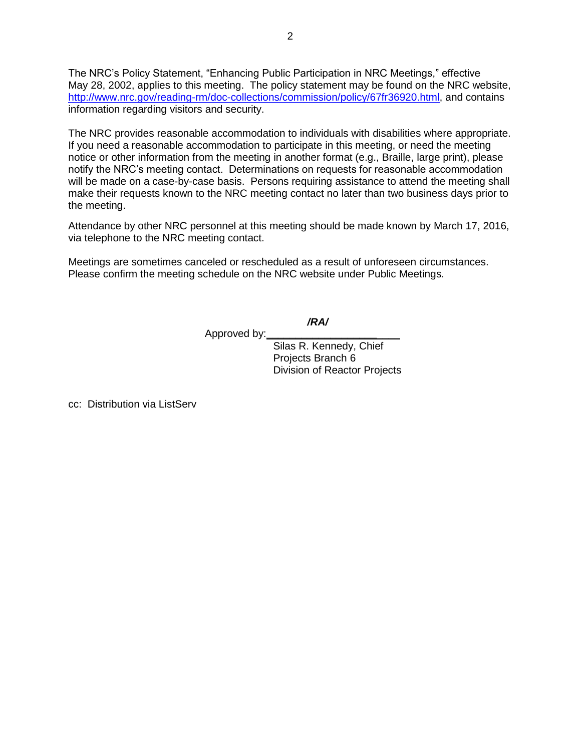The NRC's Policy Statement, "Enhancing Public Participation in NRC Meetings," effective May 28, 2002, applies to this meeting. The policy statement may be found on the NRC website, http://www.nrc.gov/reading-rm/doc-collections/commission/policy/67fr36920.html, and contains information regarding visitors and security.

The NRC provides reasonable accommodation to individuals with disabilities where appropriate. If you need a reasonable accommodation to participate in this meeting, or need the meeting notice or other information from the meeting in another format (e.g., Braille, large print), please notify the NRC's meeting contact. Determinations on requests for reasonable accommodation will be made on a case-by-case basis. Persons requiring assistance to attend the meeting shall make their requests known to the NRC meeting contact no later than two business days prior to the meeting.

Attendance by other NRC personnel at this meeting should be made known by March 17, 2016, via telephone to the NRC meeting contact.

Meetings are sometimes canceled or rescheduled as a result of unforeseen circumstances. Please confirm the meeting schedule on the NRC website under Public Meetings.

***/RA/***

Approved by:\_\_\_\_\_\_\_\_\_\_\_\_\_\_\_\_\_\_\_\_\_\_\_\_

Silas R. Kennedy, Chief
Projects Branch 6
Division of Reactor Projects

cc: Distribution via ListServ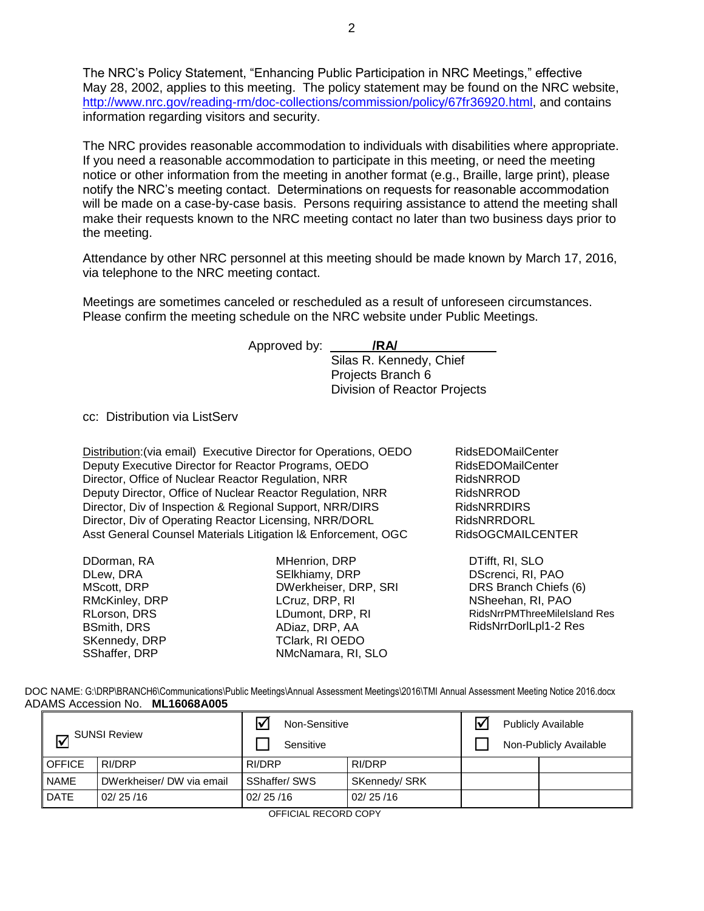The NRC's Policy Statement, "Enhancing Public Participation in NRC Meetings," effective May 28, 2002, applies to this meeting. The policy statement may be found on the NRC website, http://www.nrc.gov/reading-rm/doc-collections/commission/policy/67fr36920.html, and contains information regarding visitors and security.

The NRC provides reasonable accommodation to individuals with disabilities where appropriate. If you need a reasonable accommodation to participate in this meeting, or need the meeting notice or other information from the meeting in another format (e.g., Braille, large print), please notify the NRC's meeting contact. Determinations on requests for reasonable accommodation will be made on a case-by-case basis. Persons requiring assistance to attend the meeting shall make their requests known to the NRC meeting contact no later than two business days prior to the meeting.

Attendance by other NRC personnel at this meeting should be made known by March 17, 2016, via telephone to the NRC meeting contact.

Meetings are sometimes canceled or rescheduled as a result of unforeseen circumstances. Please confirm the meeting schedule on the NRC website under Public Meetings.

Approved by: **/RA/**
Silas R. Kennedy, Chief
Projects Branch 6
Division of Reactor Projects

cc: Distribution via ListServ

Distribution:(via email) Executive Director for Operations, OEDO — RidsEDOMailCenter
Deputy Executive Director for Reactor Programs, OEDO — RidsEDOMailCenter
Director, Office of Nuclear Reactor Regulation, NRR — RidsNRROD
Deputy Director, Office of Nuclear Reactor Regulation, NRR — RidsNRROD
Director, Div of Inspection & Regional Support, NRR/DIRS — RidsNRRDIRS
Director, Div of Operating Reactor Licensing, NRR/DORL — RidsNRRDORL
Asst General Counsel Materials Litigation l& Enforcement, OGC — RidsOGCMAILCENTER

DDorman, RA
DLew, DRA
MScott, DRP
RMcKinley, DRP
RLorson, DRS
BSmith, DRS
SKennedy, DRP
SShaffer, DRP
MHenrion, DRP
SElkhiamy, DRP
DWerkheiser, DRP, SRI
LCruz, DRP, RI
LDumont, DRP, RI
ADiaz, DRP, AA
TClark, RI OEDO
NMcNamara, RI, SLO
DTifft, RI, SLO
DScrenci, RI, PAO
DRS Branch Chiefs (6)
NSheehan, RI, PAO
RidsNrrPMThreeMileIsland Res
RidsNrrDorlLpl1-2 Res

DOC NAME: G:\DRP\BRANCH6\Communications\Public Meetings\Annual Assessment Meetings\2016\TMI Annual Assessment Meeting Notice 2016.docx
ADAMS Accession No. **ML16068A005**

| | | | | | |
|---|---|---|---|---|---|
| ☑ SUNSI Review | | ☑ Non-Sensitive<br>☐ Sensitive | | ☑ Publicly Available<br>☐ Non-Publicly Available | |
| OFFICE | RI/DRP | RI/DRP | RI/DRP | | |
| NAME | DWerkheiser/ DW via email | SShaffer/ SWS | SKennedy/ SRK | | |
| DATE | 02/ 25 /16 | 02/ 25 /16 | 02/ 25 /16 | | |

OFFICIAL RECORD COPY